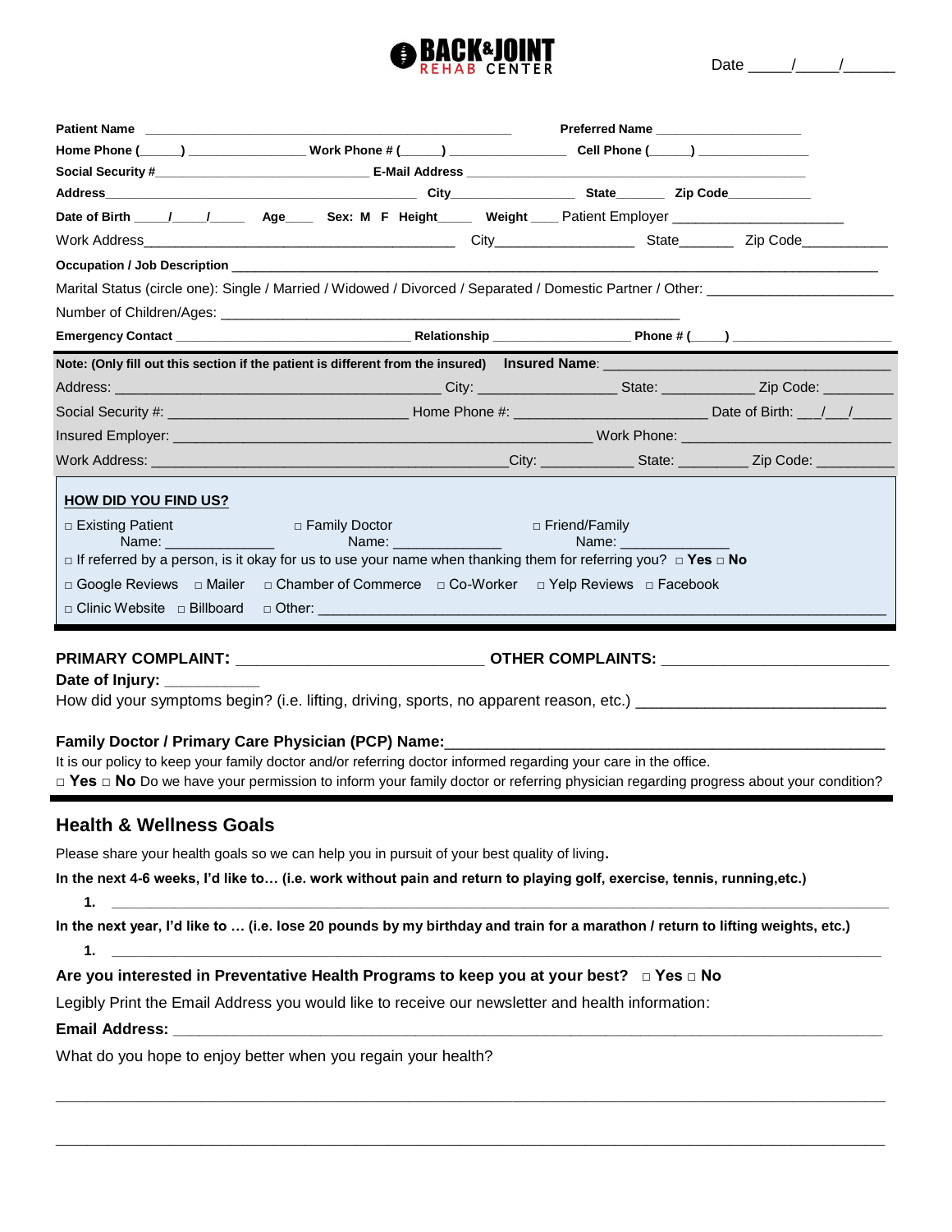# BACK&JOINT REHAB CENTER

Date _____/_____/______

**Patient Name** ______________________________________________________ **Preferred Name** ____________________

**Home Phone (_____)** ________________ **Work Phone # (_____)** ________________ **Cell Phone (_____)** _______________

**Social Security #**______________________________ **E-Mail Address** ______________________________________________

**Address**____________________________________________ **City**_________________ **State**_______ **Zip Code**___________

**Date of Birth** ____/____/_____ **Age**____ **Sex: M F Height**_____ **Weight** ____ Patient Employer ______________________

Work Address________________________________________ City__________________ State_______ Zip Code___________

**Occupation / Job Description** ________________________________________________________________________________

Marital Status (circle one): Single / Married / Widowed / Divorced / Separated / Domestic Partner / Other: ________________________

Number of Children/Ages: ______________________________________________________________

**Emergency Contact** ________________________________ **Relationship** __________________ **Phone # (____)** _____________________

**Note: (Only fill out this section if the patient is different from the insured) Insured Name**: ___________________________________

Address: ________________________________________ City: _________________ State: ____________ Zip Code: _________

Social Security #: ______________________________ Home Phone #: ________________________ Date of Birth: ___/___/_____

Insured Employer: ______________________________________________________ Work Phone: __________________________

Work Address: ____________________________________________City: ____________ State: _________ Zip Code: __________

**HOW DID YOU FIND US?**

□ Existing Patient Name: ______________ □ Family Doctor Name: ______________ □ Friend/Family Name: ______________

□ If referred by a person, is it okay for us to use your name when thanking them for referring you? □ **Yes** □ **No**

□ Google Reviews □ Mailer □ Chamber of Commerce □ Co-Worker □ Yelp Reviews □ Facebook

□ Clinic Website □ Billboard □ Other: __________________________________________________________________________

**PRIMARY COMPLAINT:** ____________________________ **OTHER COMPLAINTS:** __________________________

**Date of Injury:** ___________

How did your symptoms begin? (i.e. lifting, driving, sports, no apparent reason, etc.) ____________________________

**Family Doctor / Primary Care Physician (PCP) Name:**_____________________________________________________

It is our policy to keep your family doctor and/or referring doctor informed regarding your care in the office.

□ **Yes** □ **No** Do we have your permission to inform your family doctor or referring physician regarding progress about your condition?

## Health & Wellness Goals

Please share your health goals so we can help you in pursuit of your best quality of living**.**

**In the next 4-6 weeks, I'd like to… (i.e. work without pain and return to playing golf, exercise, tennis, running,etc.)**

1. ______________________________________________________________________________________________

**In the next year, I'd like to … (i.e. lose 20 pounds by my birthday and train for a marathon / return to lifting weights, etc.)**

1. ______________________________________________________________________________________________

**Are you interested in Preventative Health Programs to keep you at your best? □ Yes □ No**

Legibly Print the Email Address you would like to receive our newsletter and health information:

**Email Address:** _________________________________________________________________________________

What do you hope to enjoy better when you regain your health?

___________________________________________________________________________________________________

___________________________________________________________________________________________________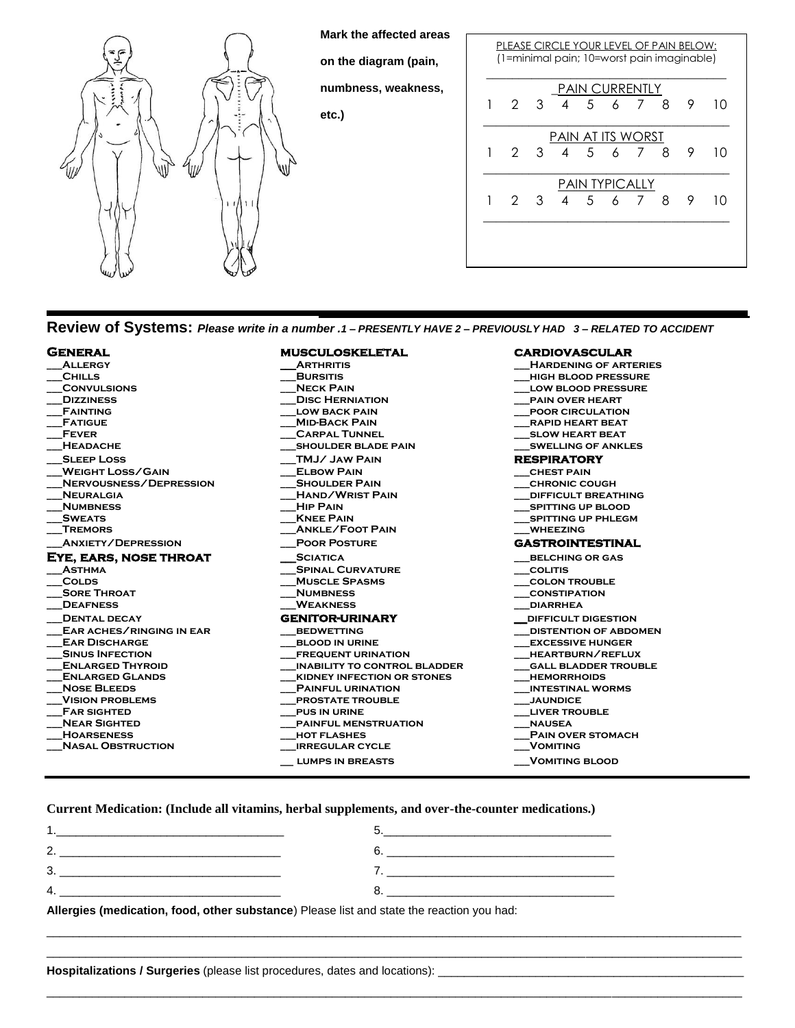Mark the affected areas on the diagram (pain, numbness, weakness, etc.)

PLEASE CIRCLE YOUR LEVEL OF PAIN BELOW:
(1=minimal pain; 10=worst pain imaginable)

PAIN CURRENTLY
1 2 3 4 5 6 7 8 9 10

PAIN AT ITS WORST
1 2 3 4 5 6 7 8 9 10

PAIN TYPICALLY
1 2 3 4 5 6 7 8 9 10

## Review of Systems: *Please write in a number .1 – PRESENTLY HAVE 2 – PREVIOUSLY HAD 3 – RELATED TO ACCIDENT*

### General
- ___Allergy
- ___Chills
- ___Convulsions
- ___Dizziness
- ___Fainting
- ___Fatigue
- ___Fever
- ___Headache
- ___Sleep Loss
- ___Weight Loss/Gain
- ___Nervousness/Depression
- ___Neuralgia
- ___Numbness
- ___Sweats
- ___Tremors
- ___Anxiety/Depression

### Eye, Ears, Nose Throat
- ___Asthma
- ___Colds
- ___Sore Throat
- ___Deafness
- ___Dental decay
- ___Ear aches/ringing in ear
- ___Ear Discharge
- ___Sinus Infection
- ___Enlarged Thyroid
- ___Enlarged Glands
- ___Nose Bleeds
- ___Vision problems
- ___Far sighted
- ___Near Sighted
- ___Hoarseness
- ___Nasal Obstruction

### Musculoskeletal
- ___Arthritis
- ___Bursitis
- ___Neck Pain
- ___Disc Herniation
- ___Low back pain
- ___Mid-Back Pain
- ___Carpal Tunnel
- ___Shoulder blade pain
- ___TMJ/ Jaw Pain
- ___Elbow Pain
- ___Shoulder Pain
- ___Hand/Wrist Pain
- ___Hip Pain
- ___Knee Pain
- ___Ankle/Foot Pain
- ___Poor Posture
- ___Sciatica
- ___Spinal Curvature
- ___Muscle Spasms
- ___Numbness
- ___Weakness

### Genitor-Urinary
- ___Bedwetting
- ___Blood in urine
- ___Frequent urination
- ___Inability to control bladder
- ___Kidney infection or stones
- ___Painful urination
- ___Prostate trouble
- ___Pus in urine
- ___Painful menstruation
- ___Hot flashes
- ___Irregular cycle
- ___ Lumps in breasts

### Cardiovascular
- ___Hardening of arteries
- ___High blood pressure
- ___Low blood pressure
- ___Pain over heart
- ___Poor circulation
- ___Rapid heart beat
- ___Slow heart beat
- ___Swelling of ankles

### Respiratory
- ___Chest pain
- ___Chronic cough
- ___Difficult breathing
- ___Spitting up blood
- ___Spitting up phlegm
- ___Wheezing

### Gastrointestinal
- ___Belching or gas
- ___Colitis
- ___Colon trouble
- ___Constipation
- ___Diarrhea
- ___Difficult digestion
- ___Distention of abdomen
- ___Excessive hunger
- ___Heartburn/reflux
- ___Gall bladder trouble
- ___Hemorrhoids
- ___Intestinal worms
- ___Jaundice
- ___Liver trouble
- ___Nausea
- ___Pain over stomach
- ___Vomiting
- ___Vomiting blood

**Current Medication: (Include all vitamins, herbal supplements, and over-the-counter medications.)**

1.___________________________________ 5.___________________________________

2. __________________________________ 6. __________________________________

3. __________________________________ 7. __________________________________

4. __________________________________ 8. __________________________________

**Allergies (medication, food, other substance**) Please list and state the reaction you had:

_____________________________________________________________________________________________

_____________________________________________________________________________________________

**Hospitalizations / Surgeries** (please list procedures, dates and locations): ______________________________________________

_____________________________________________________________________________________________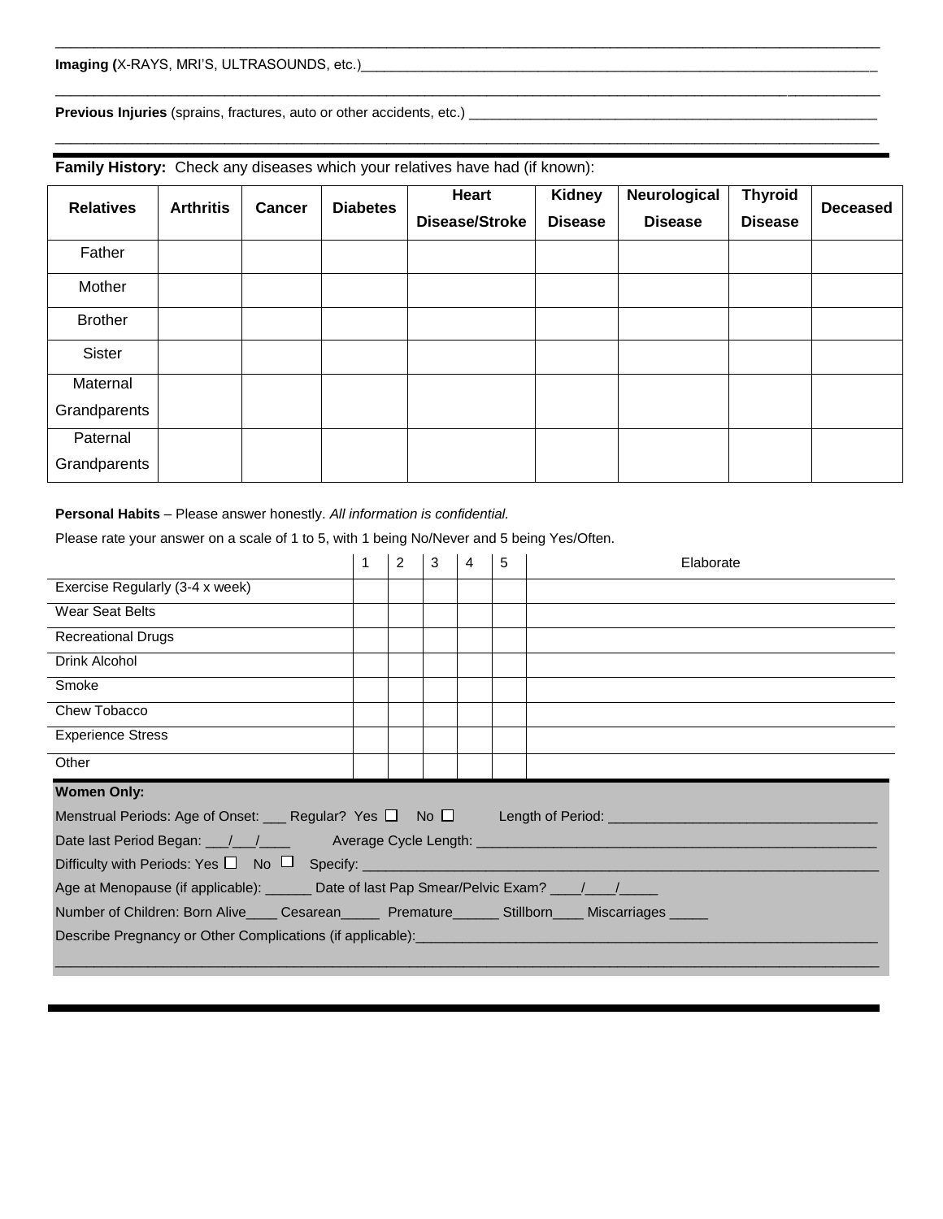___

**Imaging (**X-RAYS, MRI'S, ULTRASOUNDS, etc.)___

___

**Previous Injuries** (sprains, fractures, auto or other accidents, etc.) ___

___

**Family History:** Check any diseases which your relatives have had (if known):

| Relatives | Arthritis | Cancer | Diabetes | Heart Disease/Stroke | Kidney Disease | Neurological Disease | Thyroid Disease | Deceased |
|---|---|---|---|---|---|---|---|---|
| Father | | | | | | | | |
| Mother | | | | | | | | |
| Brother | | | | | | | | |
| Sister | | | | | | | | |
| Maternal Grandparents | | | | | | | | |
| Paternal Grandparents | | | | | | | | |

**Personal Habits** – Please answer honestly. *All information is confidential.*

Please rate your answer on a scale of 1 to 5, with 1 being No/Never and 5 being Yes/Often.

| | 1 | 2 | 3 | 4 | 5 | Elaborate |
|---|---|---|---|---|---|---|
| Exercise Regularly (3-4 x week) | | | | | | |
| Wear Seat Belts | | | | | | |
| Recreational Drugs | | | | | | |
| Drink Alcohol | | | | | | |
| Smoke | | | | | | |
| Chew Tobacco | | | | | | |
| Experience Stress | | | | | | |
| Other | | | | | | |

**Women Only:**

Menstrual Periods: Age of Onset: ___ Regular? Yes ☐ No ☐ Length of Period: ___

Date last Period Began: ___/___/____ Average Cycle Length: ___

Difficulty with Periods: Yes ☐ No ☐ Specify: ___

Age at Menopause (if applicable): ______ Date of last Pap Smear/Pelvic Exam? ____/____/_____

Number of Children: Born Alive____ Cesarean_____ Premature______ Stillborn____ Miscarriages _____

Describe Pregnancy or Other Complications (if applicable):___

___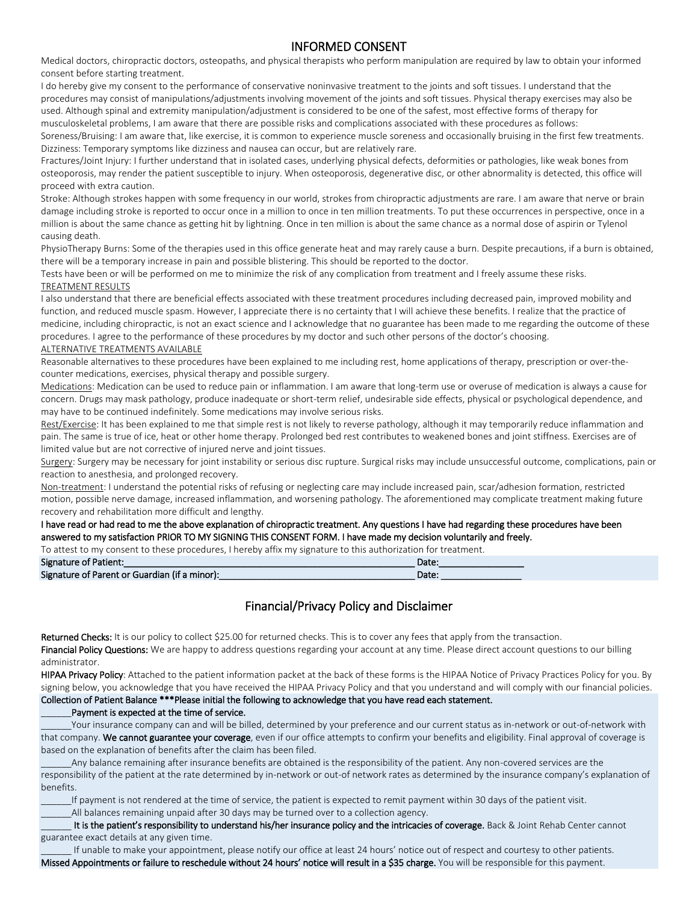# INFORMED CONSENT

Medical doctors, chiropractic doctors, osteopaths, and physical therapists who perform manipulation are required by law to obtain your informed consent before starting treatment.

I do hereby give my consent to the performance of conservative noninvasive treatment to the joints and soft tissues. I understand that the procedures may consist of manipulations/adjustments involving movement of the joints and soft tissues. Physical therapy exercises may also be used. Although spinal and extremity manipulation/adjustment is considered to be one of the safest, most effective forms of therapy for musculoskeletal problems, I am aware that there are possible risks and complications associated with these procedures as follows:

Soreness/Bruising: I am aware that, like exercise, it is common to experience muscle soreness and occasionally bruising in the first few treatments.

Dizziness: Temporary symptoms like dizziness and nausea can occur, but are relatively rare.

Fractures/Joint Injury: I further understand that in isolated cases, underlying physical defects, deformities or pathologies, like weak bones from osteoporosis, may render the patient susceptible to injury. When osteoporosis, degenerative disc, or other abnormality is detected, this office will proceed with extra caution.

Stroke: Although strokes happen with some frequency in our world, strokes from chiropractic adjustments are rare. I am aware that nerve or brain damage including stroke is reported to occur once in a million to once in ten million treatments. To put these occurrences in perspective, once in a million is about the same chance as getting hit by lightning. Once in ten million is about the same chance as a normal dose of aspirin or Tylenol causing death.

PhysioTherapy Burns: Some of the therapies used in this office generate heat and may rarely cause a burn. Despite precautions, if a burn is obtained, there will be a temporary increase in pain and possible blistering. This should be reported to the doctor.

Tests have been or will be performed on me to minimize the risk of any complication from treatment and I freely assume these risks.

<u>TREATMENT RESULTS</u>

I also understand that there are beneficial effects associated with these treatment procedures including decreased pain, improved mobility and function, and reduced muscle spasm. However, I appreciate there is no certainty that I will achieve these benefits. I realize that the practice of medicine, including chiropractic, is not an exact science and I acknowledge that no guarantee has been made to me regarding the outcome of these procedures. I agree to the performance of these procedures by my doctor and such other persons of the doctor's choosing.

<u>ALTERNATIVE TREATMENTS AVAILABLE</u>

Reasonable alternatives to these procedures have been explained to me including rest, home applications of therapy, prescription or over-the-counter medications, exercises, physical therapy and possible surgery.

<u>Medications</u>: Medication can be used to reduce pain or inflammation. I am aware that long-term use or overuse of medication is always a cause for concern. Drugs may mask pathology, produce inadequate or short-term relief, undesirable side effects, physical or psychological dependence, and may have to be continued indefinitely. Some medications may involve serious risks.

<u>Rest/Exercise</u>: It has been explained to me that simple rest is not likely to reverse pathology, although it may temporarily reduce inflammation and pain. The same is true of ice, heat or other home therapy. Prolonged bed rest contributes to weakened bones and joint stiffness. Exercises are of limited value but are not corrective of injured nerve and joint tissues.

<u>Surgery</u>: Surgery may be necessary for joint instability or serious disc rupture. Surgical risks may include unsuccessful outcome, complications, pain or reaction to anesthesia, and prolonged recovery.

<u>Non-treatment</u>: I understand the potential risks of refusing or neglecting care may include increased pain, scar/adhesion formation, restricted motion, possible nerve damage, increased inflammation, and worsening pathology. The aforementioned may complicate treatment making future recovery and rehabilitation more difficult and lengthy.

**I have read or had read to me the above explanation of chiropractic treatment. Any questions I have had regarding these procedures have been answered to my satisfaction PRIOR TO MY SIGNING THIS CONSENT FORM. I have made my decision voluntarily and freely.**

To attest to my consent to these procedures, I hereby affix my signature to this authorization for treatment.

Signature of Patient:________________________________________________ Date:________________

Signature of Parent or Guardian (if a minor):_______________________________ Date: ________________

# Financial/Privacy Policy and Disclaimer

**Returned Checks:** It is our policy to collect $25.00 for returned checks. This is to cover any fees that apply from the transaction.

**Financial Policy Questions:** We are happy to address questions regarding your account at any time. Please direct account questions to our billing administrator.

**HIPAA Privacy Policy**: Attached to the patient information packet at the back of these forms is the HIPAA Notice of Privacy Practices Policy for you. By signing below, you acknowledge that you have received the HIPAA Privacy Policy and that you understand and will comply with our financial policies.

**Collection of Patient Balance \*\*\*Please initial the following to acknowledge that you have read each statement.**

______**Payment is expected at the time of service.**

______Your insurance company can and will be billed, determined by your preference and our current status as in-network or out-of-network with that company. **We cannot guarantee your coverage**, even if our office attempts to confirm your benefits and eligibility. Final approval of coverage is based on the explanation of benefits after the claim has been filed.

______Any balance remaining after insurance benefits are obtained is the responsibility of the patient. Any non-covered services are the responsibility of the patient at the rate determined by in-network or out-of network rates as determined by the insurance company's explanation of benefits.

______If payment is not rendered at the time of service, the patient is expected to remit payment within 30 days of the patient visit.

______All balances remaining unpaid after 30 days may be turned over to a collection agency.

______ **It is the patient's responsibility to understand his/her insurance policy and the intricacies of coverage.** Back & Joint Rehab Center cannot guarantee exact details at any given time.

______ If unable to make your appointment, please notify our office at least 24 hours' notice out of respect and courtesy to other patients.

**Missed Appointments or failure to reschedule without 24 hours' notice will result in a $35 charge.** You will be responsible for this payment.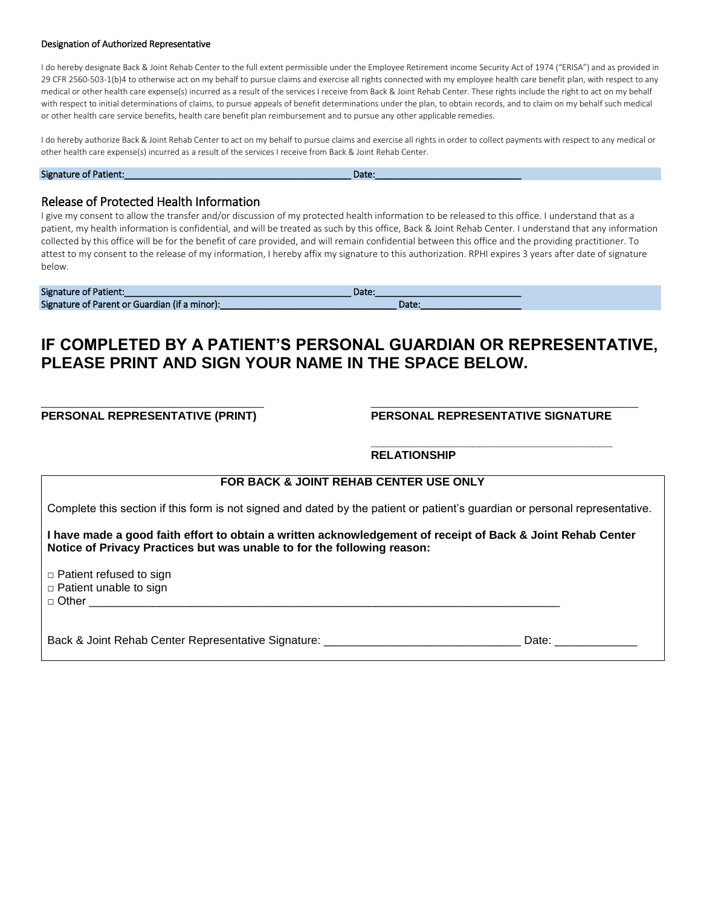Designation of Authorized Representative

I do hereby designate Back & Joint Rehab Center to the full extent permissible under the Employee Retirement income Security Act of 1974 ("ERISA") and as provided in 29 CFR 2560-503-1(b)4 to otherwise act on my behalf to pursue claims and exercise all rights connected with my employee health care benefit plan, with respect to any medical or other health care expense(s) incurred as a result of the services I receive from Back & Joint Rehab Center. These rights include the right to act on my behalf with respect to initial determinations of claims, to pursue appeals of benefit determinations under the plan, to obtain records, and to claim on my behalf such medical or other health care service benefits, health care benefit plan reimbursement and to pursue any other applicable remedies.

I do hereby authorize Back & Joint Rehab Center to act on my behalf to pursue claims and exercise all rights in order to collect payments with respect to any medical or other health care expense(s) incurred as a result of the services I receive from Back & Joint Rehab Center.

Signature of Patient:____________________________________________ Date:_____________________________

## Release of Protected Health Information

I give my consent to allow the transfer and/or discussion of my protected health information to be released to this office. I understand that as a patient, my health information is confidential, and will be treated as such by this office, Back & Joint Rehab Center. I understand that any information collected by this office will be for the benefit of care provided, and will remain confidential between this office and the providing practitioner. To attest to my consent to the release of my information, I hereby affix my signature to this authorization. RPHI expires 3 years after date of signature below.

Signature of Patient:____________________________________________ Date:____________________________

Signature of Parent or Guardian (if a minor):__________________________________ Date:____________________

## IF COMPLETED BY A PATIENT'S PERSONAL GUARDIAN OR REPRESENTATIVE, PLEASE PRINT AND SIGN YOUR NAME IN THE SPACE BELOW.

____________________________________ ____________________________________________

**PERSONAL REPRESENTATIVE (PRINT)** **PERSONAL REPRESENTATIVE SIGNATURE**

________________________________________

**RELATIONSHIP**

**FOR BACK & JOINT REHAB CENTER USE ONLY**

Complete this section if this form is not signed and dated by the patient or patient's guardian or personal representative.

**I have made a good faith effort to obtain a written acknowledgement of receipt of Back & Joint Rehab Center Notice of Privacy Practices but was unable to for the following reason:**

□ Patient refused to sign
□ Patient unable to sign
□ Other ____________________________________________________________________________

Back & Joint Rehab Center Representative Signature: ______________________________ Date: ____________